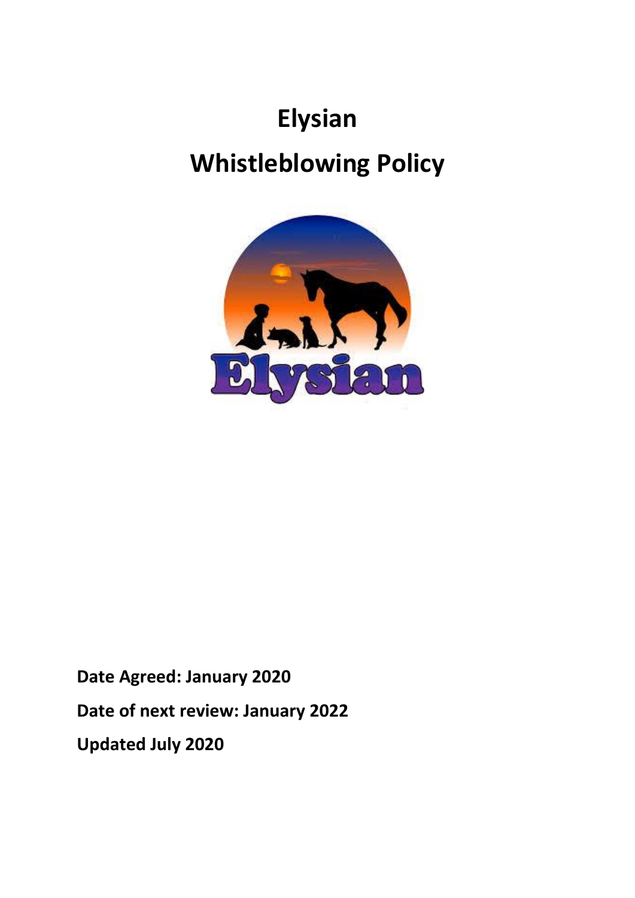# Elysian

# Whistleblowing Policy

**Date Agreed: January 2020**

**Date of next review: January 2022**

**Updated July 2020**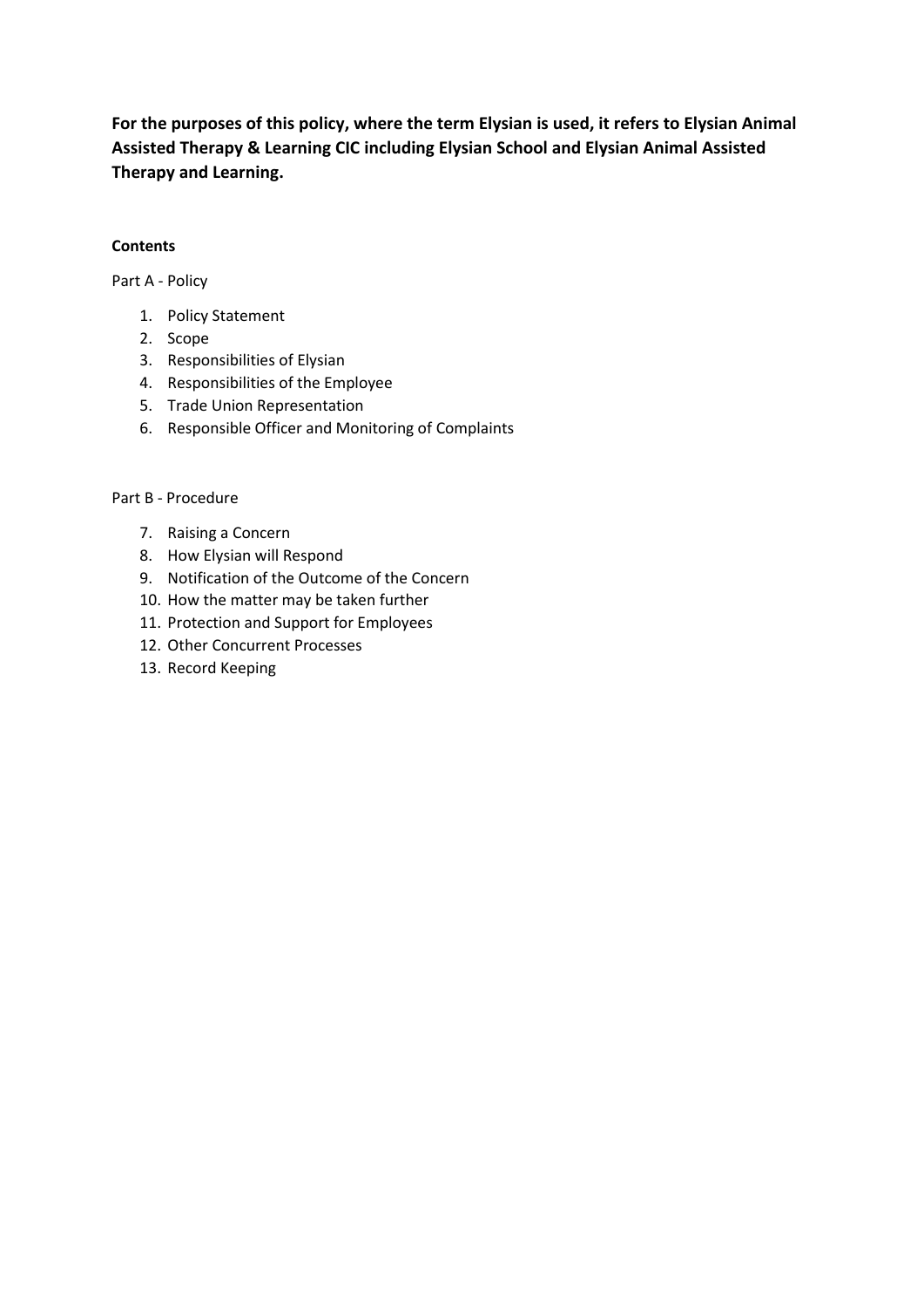**For the purposes of this policy, where the term Elysian is used, it refers to Elysian Animal Assisted Therapy & Learning CIC including Elysian School and Elysian Animal Assisted Therapy and Learning.**

**Contents**

Part A - Policy

1. Policy Statement
2. Scope
3. Responsibilities of Elysian
4. Responsibilities of the Employee
5. Trade Union Representation
6. Responsible Officer and Monitoring of Complaints

Part B - Procedure

7. Raising a Concern
8. How Elysian will Respond
9. Notification of the Outcome of the Concern
10. How the matter may be taken further
11. Protection and Support for Employees
12. Other Concurrent Processes
13. Record Keeping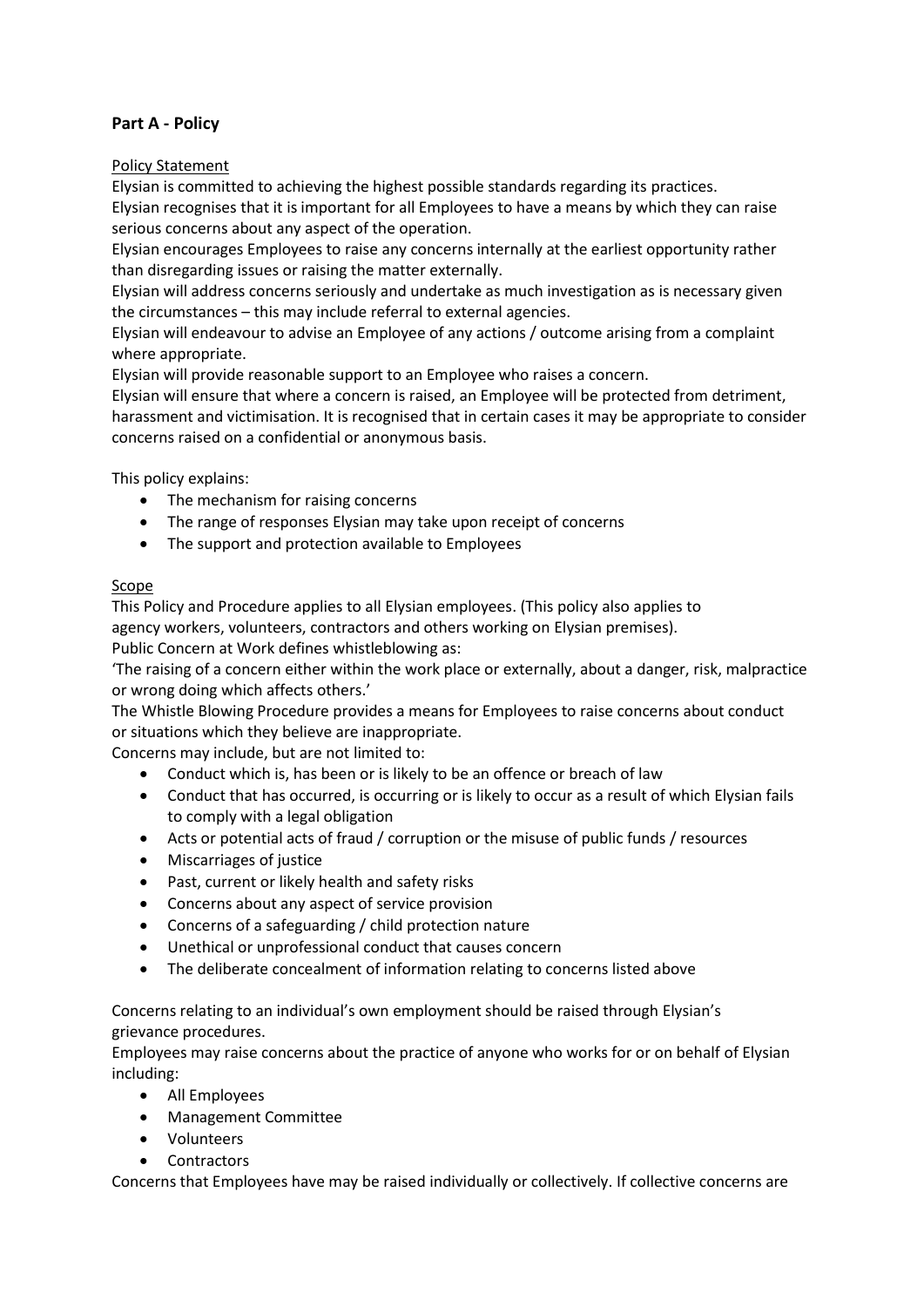## **Part A - Policy**

Policy Statement

Elysian is committed to achieving the highest possible standards regarding its practices.

Elysian recognises that it is important for all Employees to have a means by which they can raise serious concerns about any aspect of the operation.

Elysian encourages Employees to raise any concerns internally at the earliest opportunity rather than disregarding issues or raising the matter externally.

Elysian will address concerns seriously and undertake as much investigation as is necessary given the circumstances – this may include referral to external agencies.

Elysian will endeavour to advise an Employee of any actions / outcome arising from a complaint where appropriate.

Elysian will provide reasonable support to an Employee who raises a concern.

Elysian will ensure that where a concern is raised, an Employee will be protected from detriment, harassment and victimisation. It is recognised that in certain cases it may be appropriate to consider concerns raised on a confidential or anonymous basis.

This policy explains:

- The mechanism for raising concerns
- The range of responses Elysian may take upon receipt of concerns
- The support and protection available to Employees

Scope

This Policy and Procedure applies to all Elysian employees. (This policy also applies to agency workers, volunteers, contractors and others working on Elysian premises).

Public Concern at Work defines whistleblowing as:

'The raising of a concern either within the work place or externally, about a danger, risk, malpractice or wrong doing which affects others.'

The Whistle Blowing Procedure provides a means for Employees to raise concerns about conduct or situations which they believe are inappropriate.

Concerns may include, but are not limited to:

- Conduct which is, has been or is likely to be an offence or breach of law
- Conduct that has occurred, is occurring or is likely to occur as a result of which Elysian fails to comply with a legal obligation
- Acts or potential acts of fraud / corruption or the misuse of public funds / resources
- Miscarriages of justice
- Past, current or likely health and safety risks
- Concerns about any aspect of service provision
- Concerns of a safeguarding / child protection nature
- Unethical or unprofessional conduct that causes concern
- The deliberate concealment of information relating to concerns listed above

Concerns relating to an individual's own employment should be raised through Elysian's grievance procedures.

Employees may raise concerns about the practice of anyone who works for or on behalf of Elysian including:

- All Employees
- Management Committee
- Volunteers
- Contractors

Concerns that Employees have may be raised individually or collectively. If collective concerns are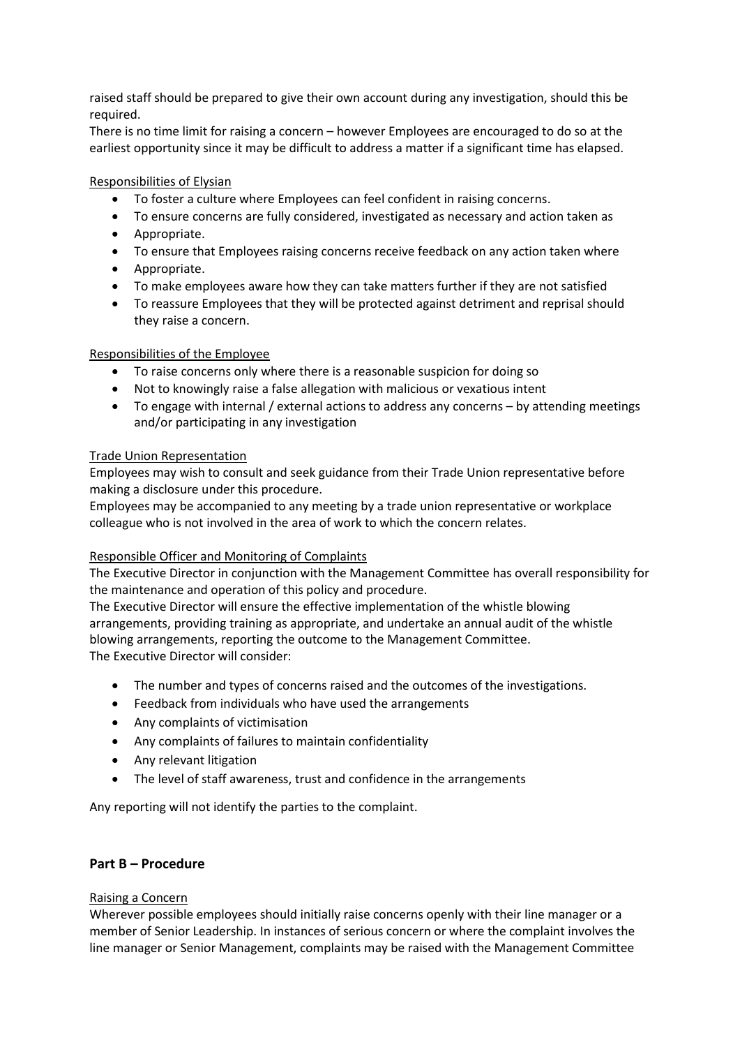raised staff should be prepared to give their own account during any investigation, should this be required.

There is no time limit for raising a concern – however Employees are encouraged to do so at the earliest opportunity since it may be difficult to address a matter if a significant time has elapsed.

Responsibilities of Elysian

- To foster a culture where Employees can feel confident in raising concerns.
- To ensure concerns are fully considered, investigated as necessary and action taken as
- Appropriate.
- To ensure that Employees raising concerns receive feedback on any action taken where
- Appropriate.
- To make employees aware how they can take matters further if they are not satisfied
- To reassure Employees that they will be protected against detriment and reprisal should they raise a concern.

Responsibilities of the Employee

- To raise concerns only where there is a reasonable suspicion for doing so
- Not to knowingly raise a false allegation with malicious or vexatious intent
- To engage with internal / external actions to address any concerns – by attending meetings and/or participating in any investigation

Trade Union Representation

Employees may wish to consult and seek guidance from their Trade Union representative before making a disclosure under this procedure.

Employees may be accompanied to any meeting by a trade union representative or workplace colleague who is not involved in the area of work to which the concern relates.

Responsible Officer and Monitoring of Complaints

The Executive Director in conjunction with the Management Committee has overall responsibility for the maintenance and operation of this policy and procedure.

The Executive Director will ensure the effective implementation of the whistle blowing arrangements, providing training as appropriate, and undertake an annual audit of the whistle blowing arrangements, reporting the outcome to the Management Committee.

The Executive Director will consider:

- The number and types of concerns raised and the outcomes of the investigations.
- Feedback from individuals who have used the arrangements
- Any complaints of victimisation
- Any complaints of failures to maintain confidentiality
- Any relevant litigation
- The level of staff awareness, trust and confidence in the arrangements

Any reporting will not identify the parties to the complaint.

## Part B – Procedure

Raising a Concern

Wherever possible employees should initially raise concerns openly with their line manager or a member of Senior Leadership. In instances of serious concern or where the complaint involves the line manager or Senior Management, complaints may be raised with the Management Committee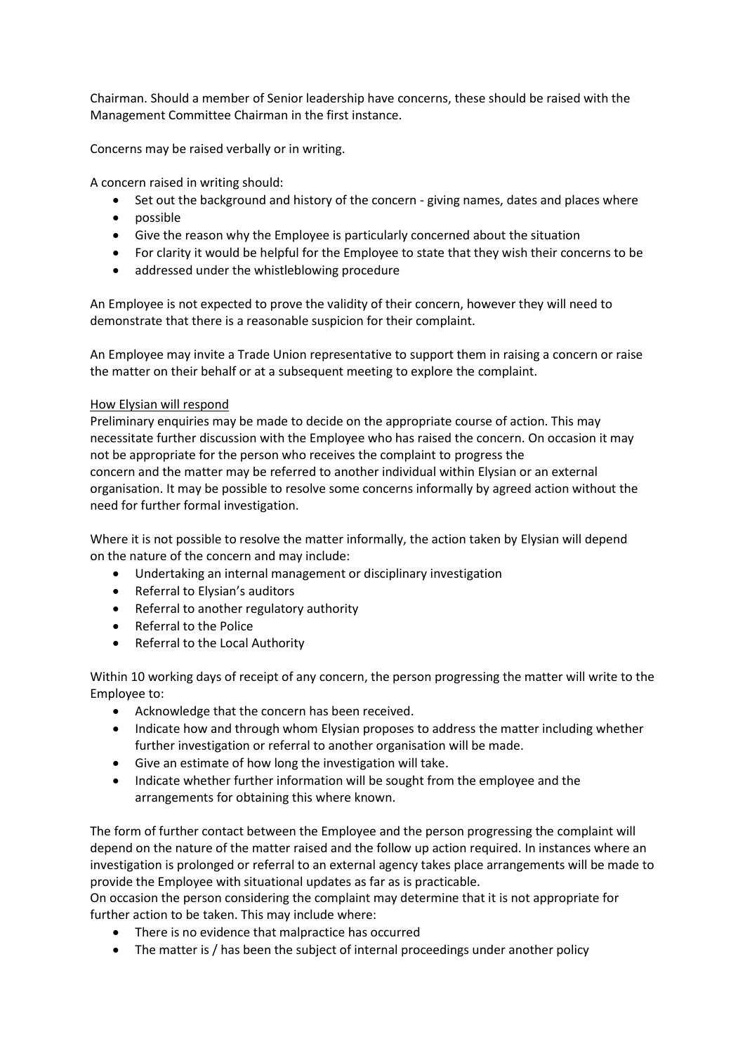Chairman. Should a member of Senior leadership have concerns, these should be raised with the Management Committee Chairman in the first instance.

Concerns may be raised verbally or in writing.

A concern raised in writing should:

- Set out the background and history of the concern - giving names, dates and places where
- possible
- Give the reason why the Employee is particularly concerned about the situation
- For clarity it would be helpful for the Employee to state that they wish their concerns to be
- addressed under the whistleblowing procedure

An Employee is not expected to prove the validity of their concern, however they will need to demonstrate that there is a reasonable suspicion for their complaint.

An Employee may invite a Trade Union representative to support them in raising a concern or raise the matter on their behalf or at a subsequent meeting to explore the complaint.

<u>How Elysian will respond</u>

Preliminary enquiries may be made to decide on the appropriate course of action. This may necessitate further discussion with the Employee who has raised the concern. On occasion it may not be appropriate for the person who receives the complaint to progress the concern and the matter may be referred to another individual within Elysian or an external organisation. It may be possible to resolve some concerns informally by agreed action without the need for further formal investigation.

Where it is not possible to resolve the matter informally, the action taken by Elysian will depend on the nature of the concern and may include:

- Undertaking an internal management or disciplinary investigation
- Referral to Elysian's auditors
- Referral to another regulatory authority
- Referral to the Police
- Referral to the Local Authority

Within 10 working days of receipt of any concern, the person progressing the matter will write to the Employee to:

- Acknowledge that the concern has been received.
- Indicate how and through whom Elysian proposes to address the matter including whether further investigation or referral to another organisation will be made.
- Give an estimate of how long the investigation will take.
- Indicate whether further information will be sought from the employee and the arrangements for obtaining this where known.

The form of further contact between the Employee and the person progressing the complaint will depend on the nature of the matter raised and the follow up action required. In instances where an investigation is prolonged or referral to an external agency takes place arrangements will be made to provide the Employee with situational updates as far as is practicable.
On occasion the person considering the complaint may determine that it is not appropriate for further action to be taken. This may include where:

- There is no evidence that malpractice has occurred
- The matter is / has been the subject of internal proceedings under another policy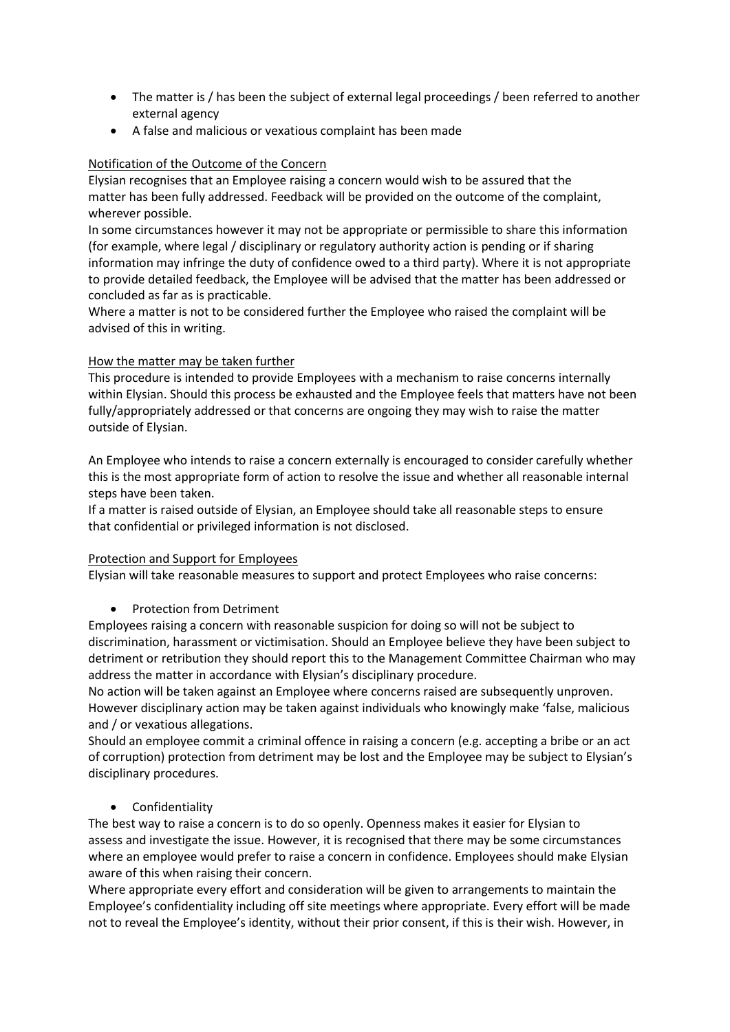- The matter is / has been the subject of external legal proceedings / been referred to another external agency
- A false and malicious or vexatious complaint has been made

Notification of the Outcome of the Concern

Elysian recognises that an Employee raising a concern would wish to be assured that the matter has been fully addressed. Feedback will be provided on the outcome of the complaint, wherever possible.

In some circumstances however it may not be appropriate or permissible to share this information (for example, where legal / disciplinary or regulatory authority action is pending or if sharing information may infringe the duty of confidence owed to a third party). Where it is not appropriate to provide detailed feedback, the Employee will be advised that the matter has been addressed or concluded as far as is practicable.

Where a matter is not to be considered further the Employee who raised the complaint will be advised of this in writing.

How the matter may be taken further

This procedure is intended to provide Employees with a mechanism to raise concerns internally within Elysian. Should this process be exhausted and the Employee feels that matters have not been fully/appropriately addressed or that concerns are ongoing they may wish to raise the matter outside of Elysian.

An Employee who intends to raise a concern externally is encouraged to consider carefully whether this is the most appropriate form of action to resolve the issue and whether all reasonable internal steps have been taken.

If a matter is raised outside of Elysian, an Employee should take all reasonable steps to ensure that confidential or privileged information is not disclosed.

Protection and Support for Employees

Elysian will take reasonable measures to support and protect Employees who raise concerns:

- Protection from Detriment

Employees raising a concern with reasonable suspicion for doing so will not be subject to discrimination, harassment or victimisation. Should an Employee believe they have been subject to detriment or retribution they should report this to the Management Committee Chairman who may address the matter in accordance with Elysian's disciplinary procedure.

No action will be taken against an Employee where concerns raised are subsequently unproven. However disciplinary action may be taken against individuals who knowingly make 'false, malicious and / or vexatious allegations.

Should an employee commit a criminal offence in raising a concern (e.g. accepting a bribe or an act of corruption) protection from detriment may be lost and the Employee may be subject to Elysian's disciplinary procedures.

- Confidentiality

The best way to raise a concern is to do so openly. Openness makes it easier for Elysian to assess and investigate the issue. However, it is recognised that there may be some circumstances where an employee would prefer to raise a concern in confidence. Employees should make Elysian aware of this when raising their concern.

Where appropriate every effort and consideration will be given to arrangements to maintain the Employee's confidentiality including off site meetings where appropriate. Every effort will be made not to reveal the Employee's identity, without their prior consent, if this is their wish. However, in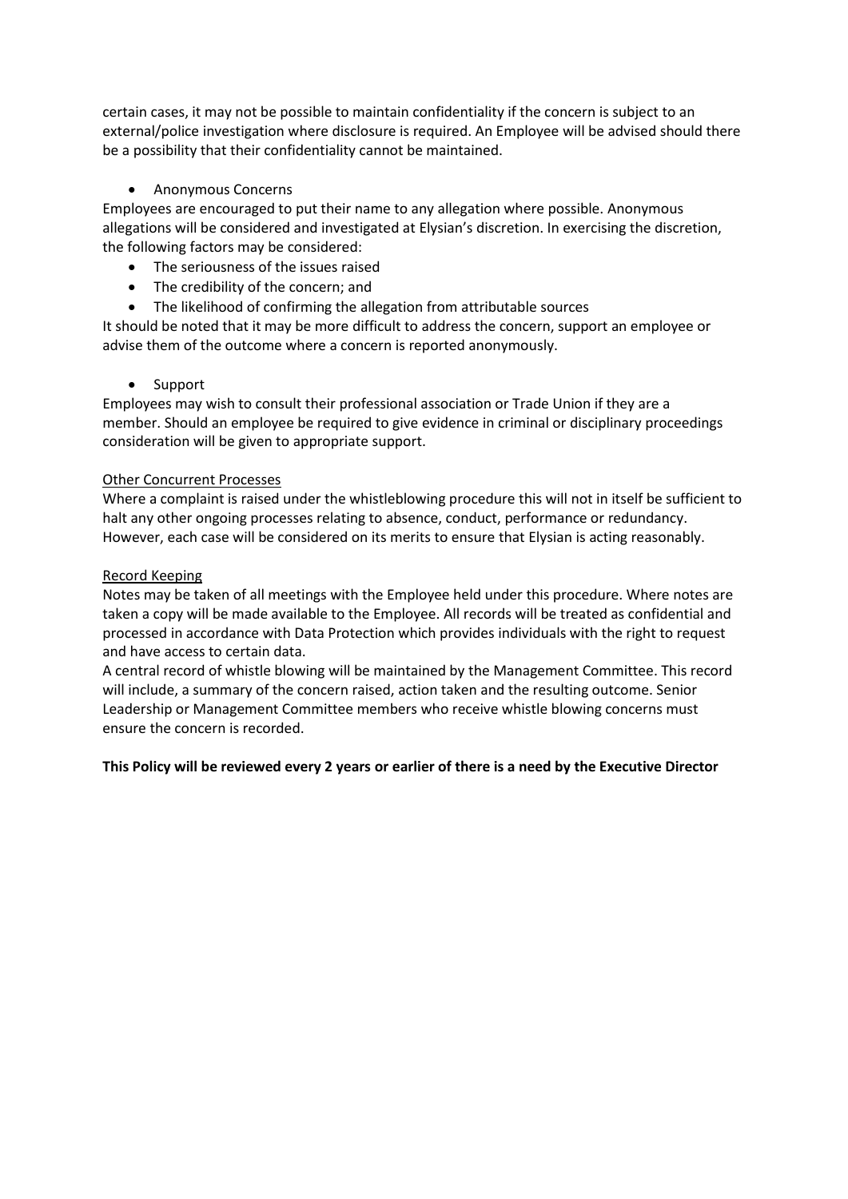certain cases, it may not be possible to maintain confidentiality if the concern is subject to an external/police investigation where disclosure is required. An Employee will be advised should there be a possibility that their confidentiality cannot be maintained.

- Anonymous Concerns

Employees are encouraged to put their name to any allegation where possible. Anonymous allegations will be considered and investigated at Elysian's discretion. In exercising the discretion, the following factors may be considered:

- The seriousness of the issues raised
- The credibility of the concern; and
- The likelihood of confirming the allegation from attributable sources

It should be noted that it may be more difficult to address the concern, support an employee or advise them of the outcome where a concern is reported anonymously.

- Support

Employees may wish to consult their professional association or Trade Union if they are a member. Should an employee be required to give evidence in criminal or disciplinary proceedings consideration will be given to appropriate support.

<u>Other Concurrent Processes</u>

Where a complaint is raised under the whistleblowing procedure this will not in itself be sufficient to halt any other ongoing processes relating to absence, conduct, performance or redundancy. However, each case will be considered on its merits to ensure that Elysian is acting reasonably.

<u>Record Keeping</u>

Notes may be taken of all meetings with the Employee held under this procedure. Where notes are taken a copy will be made available to the Employee. All records will be treated as confidential and processed in accordance with Data Protection which provides individuals with the right to request and have access to certain data.

A central record of whistle blowing will be maintained by the Management Committee. This record will include, a summary of the concern raised, action taken and the resulting outcome. Senior Leadership or Management Committee members who receive whistle blowing concerns must ensure the concern is recorded.

**This Policy will be reviewed every 2 years or earlier of there is a need by the Executive Director**